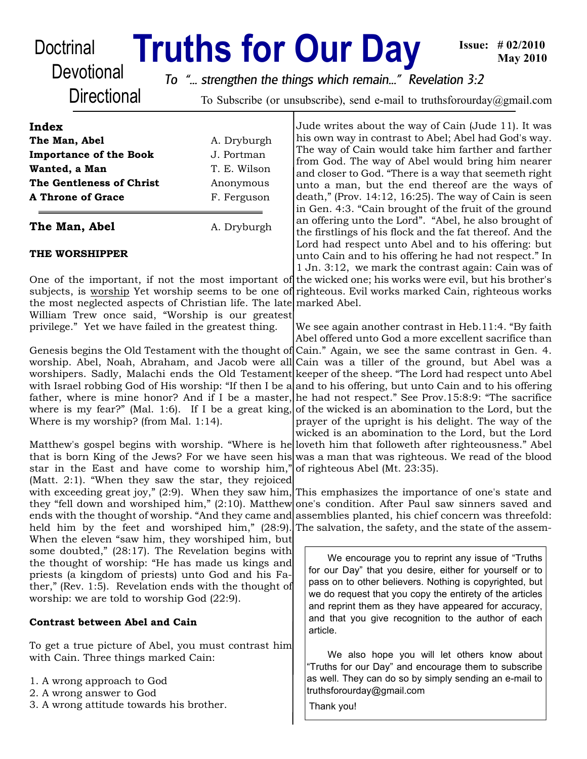Doctrinal
Devotional
Directional

# Truths for Our Day

**Issue: # 02/2010**
**May 2010**

*To "... strengthen the things which remain..." Revelation 3:2*

To Subscribe (or unsubscribe), send e-mail to truthsforourday@gmail.com

## Index

| | |
|---|---|
| **The Man, Abel** | A. Dryburgh |
| **Importance of the Book** | J. Portman |
| **Wanted, a Man** | T. E. Wilson |
| **The Gentleness of Christ** | Anonymous |
| **A Throne of Grace** | F. Ferguson |

## The Man, Abel

A. Dryburgh

### THE WORSHIPPER

One of the important, if not the most important of subjects, is worship Yet worship seems to be one of the most neglected aspects of Christian life. The late William Trew once said, "Worship is our greatest privilege." Yet we have failed in the greatest thing.

Genesis begins the Old Testament with the thought of worship. Abel, Noah, Abraham, and Jacob were all worshipers. Sadly, Malachi ends the Old Testament with Israel robbing God of His worship: "If then I be a father, where is mine honor? And if I be a master, where is my fear?" (Mal. 1:6). If I be a great king, Where is my worship? (from Mal. 1:14).

Matthew's gospel begins with worship. "Where is he that is born King of the Jews? For we have seen his star in the East and have come to worship him," (Matt. 2:1). "When they saw the star, they rejoiced with exceeding great joy," (2:9). When they saw him, they "fell down and worshiped him," (2:10). Matthew ends with the thought of worship. "And they came and held him by the feet and worshiped him," (28:9). When the eleven "saw him, they worshiped him, but some doubted," (28:17). The Revelation begins with the thought of worship: "He has made us kings and priests (a kingdom of priests) unto God and his Father," (Rev. 1:5). Revelation ends with the thought of worship: we are told to worship God (22:9).

### Contrast between Abel and Cain

To get a true picture of Abel, you must contrast him with Cain. Three things marked Cain:

1. A wrong approach to God
2. A wrong answer to God
3. A wrong attitude towards his brother.

Jude writes about the way of Cain (Jude 11). It was his own way in contrast to Abel; Abel had God's way. The way of Cain would take him farther and farther from God. The way of Abel would bring him nearer and closer to God. "There is a way that seemeth right unto a man, but the end thereof are the ways of death," (Prov. 14:12, 16:25). The way of Cain is seen in Gen. 4:3. "Cain brought of the fruit of the ground an offering unto the Lord". "Abel, he also brought of the firstlings of his flock and the fat thereof. And the Lord had respect unto Abel and to his offering: but unto Cain and to his offering he had not respect." In 1 Jn. 3:12, we mark the contrast again: Cain was of the wicked one; his works were evil, but his brother's righteous. Evil works marked Cain, righteous works marked Abel.

We see again another contrast in Heb.11:4. "By faith Abel offered unto God a more excellent sacrifice than Cain." Again, we see the same contrast in Gen. 4. Cain was a tiller of the ground, but Abel was a keeper of the sheep. "The Lord had respect unto Abel and to his offering, but unto Cain and to his offering he had not respect." See Prov.15:8:9: "The sacrifice of the wicked is an abomination to the Lord, but the prayer of the upright is his delight. The way of the wicked is an abomination to the Lord, but the Lord loveth him that followeth after righteousness." Abel was a man that was righteous. We read of the blood of righteous Abel (Mt. 23:35).

This emphasizes the importance of one's state and one's condition. After Paul saw sinners saved and assemblies planted, his chief concern was threefold: The salvation, the safety, and the state of the assem-

> We encourage you to reprint any issue of "Truths for our Day" that you desire, either for yourself or to pass on to other believers. Nothing is copyrighted, but we do request that you copy the entirety of the articles and reprint them as they have appeared for accuracy, and that you give recognition to the author of each article.
>
> We also hope you will let others know about "Truths for our Day" and encourage them to subscribe as well. They can do so by simply sending an e-mail to truthsforourday@gmail.com
>
> Thank you!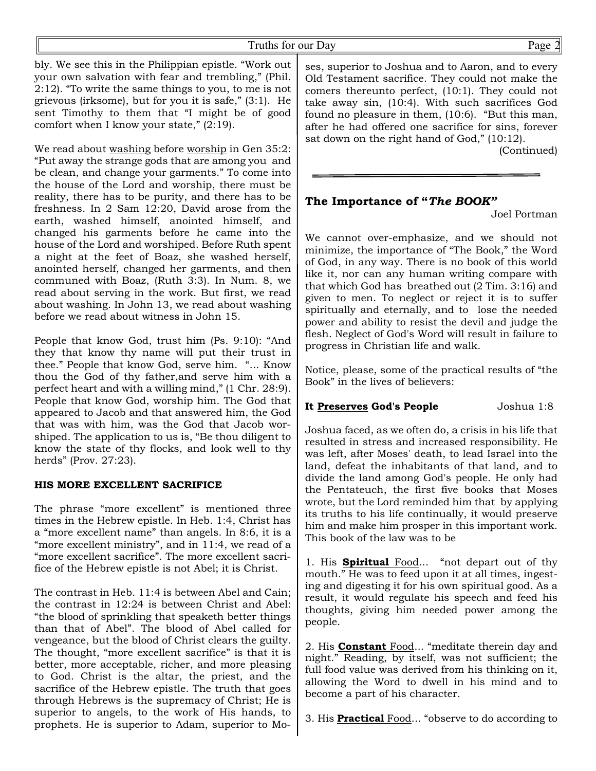bly. We see this in the Philippian epistle. "Work out your own salvation with fear and trembling," (Phil. 2:12). "To write the same things to you, to me is not grievous (irksome), but for you it is safe," (3:1). He sent Timothy to them that "I might be of good comfort when I know your state," (2:19).

We read about washing before worship in Gen 35:2: "Put away the strange gods that are among you and be clean, and change your garments." To come into the house of the Lord and worship, there must be reality, there has to be purity, and there has to be freshness. In 2 Sam 12:20, David arose from the earth, washed himself, anointed himself, and changed his garments before he came into the house of the Lord and worshiped. Before Ruth spent a night at the feet of Boaz, she washed herself, anointed herself, changed her garments, and then communed with Boaz, (Ruth 3:3). In Num. 8, we read about serving in the work. But first, we read about washing. In John 13, we read about washing before we read about witness in John 15.

People that know God, trust him (Ps. 9:10): "And they that know thy name will put their trust in thee." People that know God, serve him. "... Know thou the God of thy father,and serve him with a perfect heart and with a willing mind," (1 Chr. 28:9). People that know God, worship him. The God that appeared to Jacob and that answered him, the God that was with him, was the God that Jacob worshiped. The application to us is, "Be thou diligent to know the state of thy flocks, and look well to thy herds" (Prov. 27:23).

**HIS MORE EXCELLENT SACRIFICE**

The phrase "more excellent" is mentioned three times in the Hebrew epistle. In Heb. 1:4, Christ has a "more excellent name" than angels. In 8:6, it is a "more excellent ministry", and in 11:4, we read of a "more excellent sacrifice". The more excellent sacrifice of the Hebrew epistle is not Abel; it is Christ.

The contrast in Heb. 11:4 is between Abel and Cain; the contrast in 12:24 is between Christ and Abel: "the blood of sprinkling that speaketh better things than that of Abel". The blood of Abel called for vengeance, but the blood of Christ clears the guilty. The thought, "more excellent sacrifice" is that it is better, more acceptable, richer, and more pleasing to God. Christ is the altar, the priest, and the sacrifice of the Hebrew epistle. The truth that goes through Hebrews is the supremacy of Christ; He is superior to angels, to the work of His hands, to prophets. He is superior to Adam, superior to Moses, superior to Joshua and to Aaron, and to every Old Testament sacrifice. They could not make the comers thereunto perfect, (10:1). They could not take away sin, (10:4). With such sacrifices God found no pleasure in them, (10:6). "But this man, after he had offered one sacrifice for sins, forever sat down on the right hand of God," (10:12).

(Continued)

---

## The Importance of "*The BOOK*"

Joel Portman

We cannot over-emphasize, and we should not minimize, the importance of "The Book," the Word of God, in any way. There is no book of this world like it, nor can any human writing compare with that which God has breathed out (2 Tim. 3:16) and given to men. To neglect or reject it is to suffer spiritually and eternally, and to lose the needed power and ability to resist the devil and judge the flesh. Neglect of God's Word will result in failure to progress in Christian life and walk.

Notice, please, some of the practical results of "the Book" in the lives of believers:

**It Preserves God's People** Joshua 1:8

Joshua faced, as we often do, a crisis in his life that resulted in stress and increased responsibility. He was left, after Moses' death, to lead Israel into the land, defeat the inhabitants of that land, and to divide the land among God's people. He only had the Pentateuch, the first five books that Moses wrote, but the Lord reminded him that by applying its truths to his life continually, it would preserve him and make him prosper in this important work. This book of the law was to be

1. His **Spiritual** Food... "not depart out of thy mouth." He was to feed upon it at all times, ingesting and digesting it for his own spiritual good. As a result, it would regulate his speech and feed his thoughts, giving him needed power among the people.

2. His **Constant** Food... "meditate therein day and night." Reading, by itself, was not sufficient; the full food value was derived from his thinking on it, allowing the Word to dwell in his mind and to become a part of his character.

3. His **Practical** Food... "observe to do according to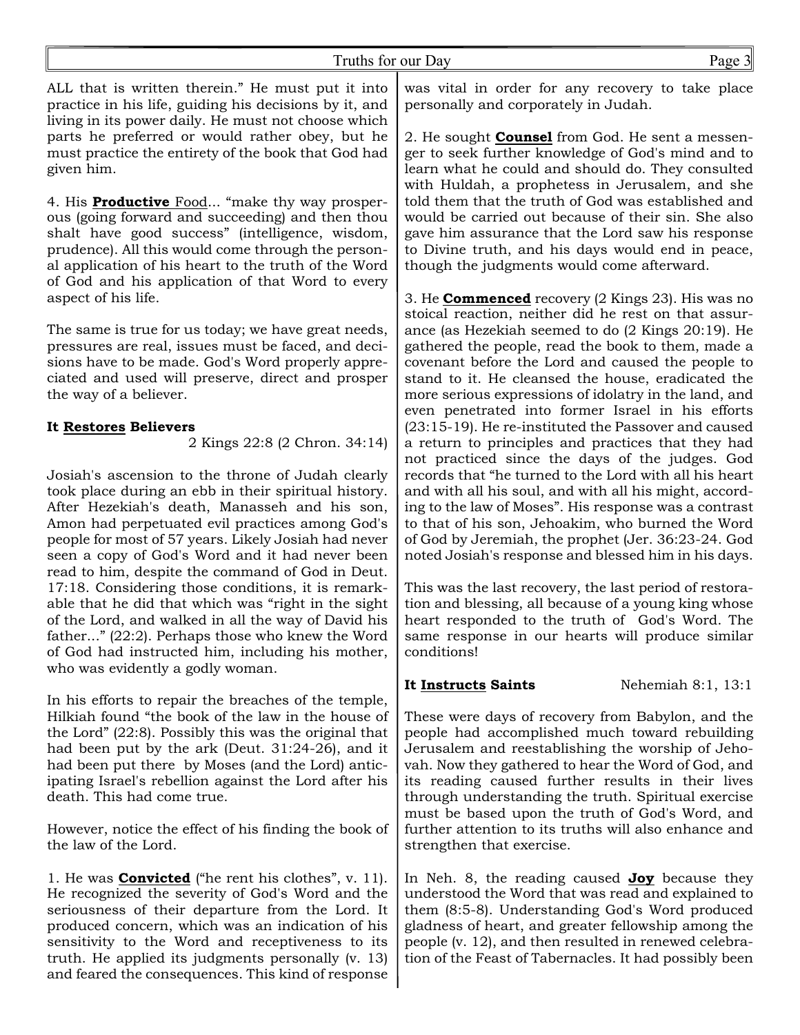ALL that is written therein." He must put it into practice in his life, guiding his decisions by it, and living in its power daily. He must not choose which parts he preferred or would rather obey, but he must practice the entirety of the book that God had given him.

4. His **Productive** Food... "make thy way prosperous (going forward and succeeding) and then thou shalt have good success" (intelligence, wisdom, prudence). All this would come through the personal application of his heart to the truth of the Word of God and his application of that Word to every aspect of his life.

The same is true for us today; we have great needs, pressures are real, issues must be faced, and decisions have to be made. God's Word properly appreciated and used will preserve, direct and prosper the way of a believer.

**It Restores Believers**
2 Kings 22:8 (2 Chron. 34:14)

Josiah's ascension to the throne of Judah clearly took place during an ebb in their spiritual history. After Hezekiah's death, Manasseh and his son, Amon had perpetuated evil practices among God's people for most of 57 years. Likely Josiah had never seen a copy of God's Word and it had never been read to him, despite the command of God in Deut. 17:18. Considering those conditions, it is remarkable that he did that which was "right in the sight of the Lord, and walked in all the way of David his father..." (22:2). Perhaps those who knew the Word of God had instructed him, including his mother, who was evidently a godly woman.

In his efforts to repair the breaches of the temple, Hilkiah found "the book of the law in the house of the Lord" (22:8). Possibly this was the original that had been put by the ark (Deut. 31:24-26), and it had been put there by Moses (and the Lord) anticipating Israel's rebellion against the Lord after his death. This had come true.

However, notice the effect of his finding the book of the law of the Lord.

1. He was **Convicted** ("he rent his clothes", v. 11). He recognized the severity of God's Word and the seriousness of their departure from the Lord. It produced concern, which was an indication of his sensitivity to the Word and receptiveness to its truth. He applied its judgments personally (v. 13) and feared the consequences. This kind of response was vital in order for any recovery to take place personally and corporately in Judah.

2. He sought **Counsel** from God. He sent a messenger to seek further knowledge of God's mind and to learn what he could and should do. They consulted with Huldah, a prophetess in Jerusalem, and she told them that the truth of God was established and would be carried out because of their sin. She also gave him assurance that the Lord saw his response to Divine truth, and his days would end in peace, though the judgments would come afterward.

3. He **Commenced** recovery (2 Kings 23). His was no stoical reaction, neither did he rest on that assurance (as Hezekiah seemed to do (2 Kings 20:19). He gathered the people, read the book to them, made a covenant before the Lord and caused the people to stand to it. He cleansed the house, eradicated the more serious expressions of idolatry in the land, and even penetrated into former Israel in his efforts (23:15-19). He re-instituted the Passover and caused a return to principles and practices that they had not practiced since the days of the judges. God records that "he turned to the Lord with all his heart and with all his soul, and with all his might, according to the law of Moses". His response was a contrast to that of his son, Jehoakim, who burned the Word of God by Jeremiah, the prophet (Jer. 36:23-24. God noted Josiah's response and blessed him in his days.

This was the last recovery, the last period of restoration and blessing, all because of a young king whose heart responded to the truth of God's Word. The same response in our hearts will produce similar conditions!

**It Instructs Saints** Nehemiah 8:1, 13:1

These were days of recovery from Babylon, and the people had accomplished much toward rebuilding Jerusalem and reestablishing the worship of Jehovah. Now they gathered to hear the Word of God, and its reading caused further results in their lives through understanding the truth. Spiritual exercise must be based upon the truth of God's Word, and further attention to its truths will also enhance and strengthen that exercise.

In Neh. 8, the reading caused **Joy** because they understood the Word that was read and explained to them (8:5-8). Understanding God's Word produced gladness of heart, and greater fellowship among the people (v. 12), and then resulted in renewed celebration of the Feast of Tabernacles. It had possibly been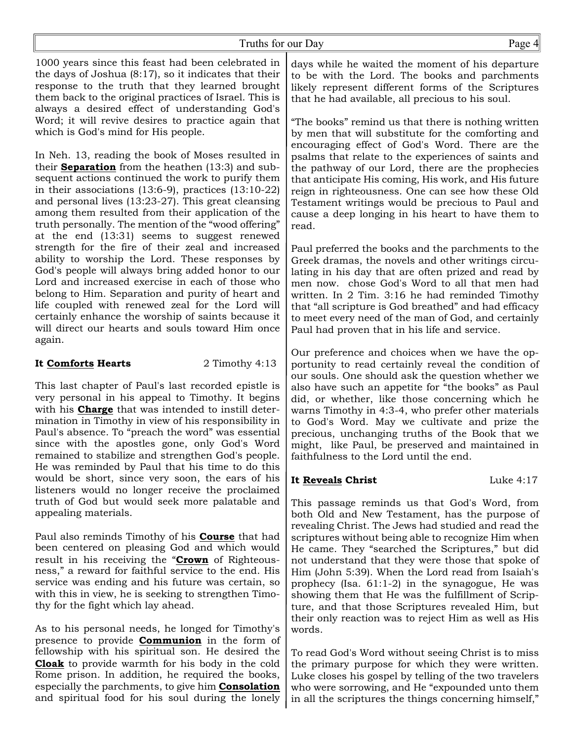1000 years since this feast had been celebrated in the days of Joshua (8:17), so it indicates that their response to the truth that they learned brought them back to the original practices of Israel. This is always a desired effect of understanding God's Word; it will revive desires to practice again that which is God's mind for His people.

In Neh. 13, reading the book of Moses resulted in their **<u>Separation</u>** from the heathen (13:3) and subsequent actions continued the work to purify them in their associations (13:6-9), practices (13:10-22) and personal lives (13:23-27). This great cleansing among them resulted from their application of the truth personally. The mention of the "wood offering" at the end (13:31) seems to suggest renewed strength for the fire of their zeal and increased ability to worship the Lord. These responses by God's people will always bring added honor to our Lord and increased exercise in each of those who belong to Him. Separation and purity of heart and life coupled with renewed zeal for the Lord will certainly enhance the worship of saints because it will direct our hearts and souls toward Him once again.

**It <u>Comforts</u> Hearts** 2 Timothy 4:13

This last chapter of Paul's last recorded epistle is very personal in his appeal to Timothy. It begins with his **<u>Charge</u>** that was intended to instill determination in Timothy in view of his responsibility in Paul's absence. To "preach the word" was essential since with the apostles gone, only God's Word remained to stabilize and strengthen God's people. He was reminded by Paul that his time to do this would be short, since very soon, the ears of his listeners would no longer receive the proclaimed truth of God but would seek more palatable and appealing materials.

Paul also reminds Timothy of his **<u>Course</u>** that had been centered on pleasing God and which would result in his receiving the "**<u>Crown</u>** of Righteousness," a reward for faithful service to the end. His service was ending and his future was certain, so with this in view, he is seeking to strengthen Timothy for the fight which lay ahead.

As to his personal needs, he longed for Timothy's presence to provide **<u>Communion</u>** in the form of fellowship with his spiritual son. He desired the **<u>Cloak</u>** to provide warmth for his body in the cold Rome prison. In addition, he required the books, especially the parchments, to give him **<u>Consolation</u>** and spiritual food for his soul during the lonely days while he waited the moment of his departure to be with the Lord. The books and parchments likely represent different forms of the Scriptures that he had available, all precious to his soul.

"The books" remind us that there is nothing written by men that will substitute for the comforting and encouraging effect of God's Word. There are the psalms that relate to the experiences of saints and the pathway of our Lord, there are the prophecies that anticipate His coming, His work, and His future reign in righteousness. One can see how these Old Testament writings would be precious to Paul and cause a deep longing in his heart to have them to read.

Paul preferred the books and the parchments to the Greek dramas, the novels and other writings circulating in his day that are often prized and read by men now.  chose God's Word to all that men had written. In 2 Tim. 3:16 he had reminded Timothy that "all scripture is God breathed" and had efficacy to meet every need of the man of God, and certainly Paul had proven that in his life and service.

Our preference and choices when we have the opportunity to read certainly reveal the condition of our souls. One should ask the question whether we also have such an appetite for "the books" as Paul did, or whether, like those concerning which he warns Timothy in 4:3-4, who prefer other materials to God's Word. May we cultivate and prize the precious, unchanging truths of the Book that we might,  like Paul, be preserved and maintained in faithfulness to the Lord until the end.

**It <u>Reveals</u> Christ** Luke 4:17

This passage reminds us that God's Word, from both Old and New Testament, has the purpose of revealing Christ. The Jews had studied and read the scriptures without being able to recognize Him when He came. They "searched the Scriptures," but did not understand that they were those that spoke of Him (John 5:39). When the Lord read from Isaiah's prophecy (Isa. 61:1-2) in the synagogue, He was showing them that He was the fulfillment of Scripture, and that those Scriptures revealed Him, but their only reaction was to reject Him as well as His words.

To read God's Word without seeing Christ is to miss the primary purpose for which they were written. Luke closes his gospel by telling of the two travelers who were sorrowing, and He "expounded unto them in all the scriptures the things concerning himself,"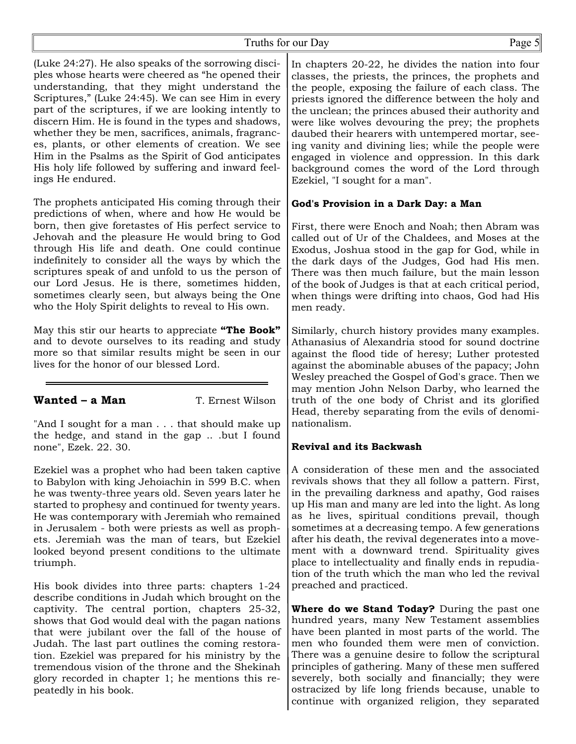(Luke 24:27). He also speaks of the sorrowing disciples whose hearts were cheered as "he opened their understanding, that they might understand the Scriptures," (Luke 24:45). We can see Him in every part of the scriptures, if we are looking intently to discern Him. He is found in the types and shadows, whether they be men, sacrifices, animals, fragrances, plants, or other elements of creation. We see Him in the Psalms as the Spirit of God anticipates His holy life followed by suffering and inward feelings He endured.

The prophets anticipated His coming through their predictions of when, where and how He would be born, then give foretastes of His perfect service to Jehovah and the pleasure He would bring to God through His life and death. One could continue indefinitely to consider all the ways by which the scriptures speak of and unfold to us the person of our Lord Jesus. He is there, sometimes hidden, sometimes clearly seen, but always being the One who the Holy Spirit delights to reveal to His own.

May this stir our hearts to appreciate **"The Book"** and to devote ourselves to its reading and study more so that similar results might be seen in our lives for the honor of our blessed Lord.

---

## Wanted – a Man

T. Ernest Wilson

"And I sought for a man . . . that should make up the hedge, and stand in the gap .. .but I found none", Ezek. 22. 30.

Ezekiel was a prophet who had been taken captive to Babylon with king Jehoiachin in 599 B.C. when he was twenty-three years old. Seven years later he started to prophesy and continued for twenty years. He was contemporary with Jeremiah who remained in Jerusalem - both were priests as well as prophets. Jeremiah was the man of tears, but Ezekiel looked beyond present conditions to the ultimate triumph.

His book divides into three parts: chapters 1-24 describe conditions in Judah which brought on the captivity. The central portion, chapters 25-32, shows that God would deal with the pagan nations that were jubilant over the fall of the house of Judah. The last part outlines the coming restoration. Ezekiel was prepared for his ministry by the tremendous vision of the throne and the Shekinah glory recorded in chapter 1; he mentions this repeatedly in his book.

In chapters 20-22, he divides the nation into four classes, the priests, the princes, the prophets and the people, exposing the failure of each class. The priests ignored the difference between the holy and the unclean; the princes abused their authority and were like wolves devouring the prey; the prophets daubed their hearers with untempered mortar, seeing vanity and divining lies; while the people were engaged in violence and oppression. In this dark background comes the word of the Lord through Ezekiel, "I sought for a man".

### God's Provision in a Dark Day: a Man

First, there were Enoch and Noah; then Abram was called out of Ur of the Chaldees, and Moses at the Exodus, Joshua stood in the gap for God, while in the dark days of the Judges, God had His men. There was then much failure, but the main lesson of the book of Judges is that at each critical period, when things were drifting into chaos, God had His men ready.

Similarly, church history provides many examples. Athanasius of Alexandria stood for sound doctrine against the flood tide of heresy; Luther protested against the abominable abuses of the papacy; John Wesley preached the Gospel of God's grace. Then we may mention John Nelson Darby, who learned the truth of the one body of Christ and its glorified Head, thereby separating from the evils of denominationalism.

### Revival and its Backwash

A consideration of these men and the associated revivals shows that they all follow a pattern. First, in the prevailing darkness and apathy, God raises up His man and many are led into the light. As long as he lives, spiritual conditions prevail, though sometimes at a decreasing tempo. A few generations after his death, the revival degenerates into a movement with a downward trend. Spirituality gives place to intellectuality and finally ends in repudiation of the truth which the man who led the revival preached and practiced.

**Where do we Stand Today?** During the past one hundred years, many New Testament assemblies have been planted in most parts of the world. The men who founded them were men of conviction. There was a genuine desire to follow the scriptural principles of gathering. Many of these men suffered severely, both socially and financially; they were ostracized by life long friends because, unable to continue with organized religion, they separated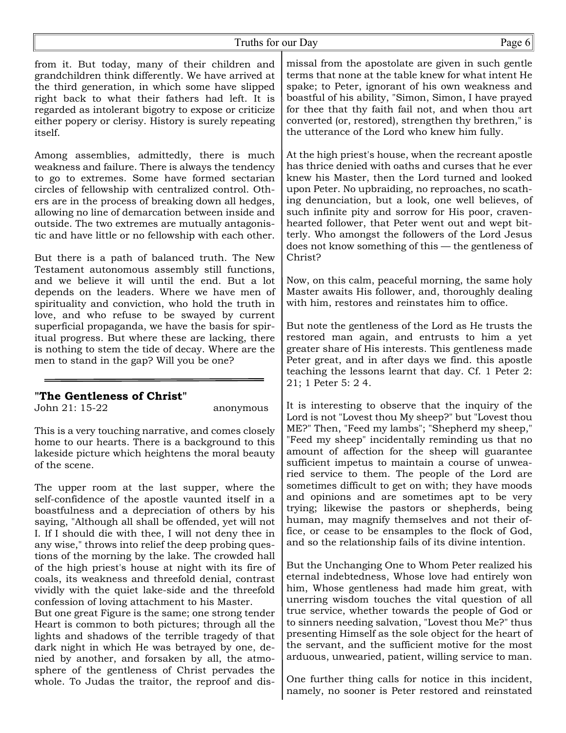from it. But today, many of their children and grandchildren think differently. We have arrived at the third generation, in which some have slipped right back to what their fathers had left. It is regarded as intolerant bigotry to expose or criticize either popery or clerisy. History is surely repeating itself.

Among assemblies, admittedly, there is much weakness and failure. There is always the tendency to go to extremes. Some have formed sectarian circles of fellowship with centralized control. Others are in the process of breaking down all hedges, allowing no line of demarcation between inside and outside. The two extremes are mutually antagonistic and have little or no fellowship with each other.

But there is a path of balanced truth. The New Testament autonomous assembly still functions, and we believe it will until the end. But a lot depends on the leaders. Where we have men of spirituality and conviction, who hold the truth in love, and who refuse to be swayed by current superficial propaganda, we have the basis for spiritual progress. But where these are lacking, there is nothing to stem the tide of decay. Where are the men to stand in the gap? Will you be one?

---

## "The Gentleness of Christ"

John 21: 15-22 — anonymous

This is a very touching narrative, and comes closely home to our hearts. There is a background to this lakeside picture which heightens the moral beauty of the scene.

The upper room at the last supper, where the self-confidence of the apostle vaunted itself in a boastfulness and a depreciation of others by his saying, "Although all shall be offended, yet will not I. If I should die with thee, I will not deny thee in any wise," throws into relief the deep probing questions of the morning by the lake. The crowded hall of the high priest's house at night with its fire of coals, its weakness and threefold denial, contrast vividly with the quiet lake-side and the threefold confession of loving attachment to his Master.

But one great Figure is the same; one strong tender Heart is common to both pictures; through all the lights and shadows of the terrible tragedy of that dark night in which He was betrayed by one, denied by another, and forsaken by all, the atmosphere of the gentleness of Christ pervades the whole. To Judas the traitor, the reproof and dismissal from the apostolate are given in such gentle terms that none at the table knew for what intent He spake; to Peter, ignorant of his own weakness and boastful of his ability, "Simon, Simon, I have prayed for thee that thy faith fail not, and when thou art converted (or, restored), strengthen thy brethren," is the utterance of the Lord who knew him fully.

At the high priest's house, when the recreant apostle has thrice denied with oaths and curses that he ever knew his Master, then the Lord turned and looked upon Peter. No upbraiding, no reproaches, no scathing denunciation, but a look, one well believes, of such infinite pity and sorrow for His poor, craven-hearted follower, that Peter went out and wept bitterly. Who amongst the followers of the Lord Jesus does not know something of this — the gentleness of Christ?

Now, on this calm, peaceful morning, the same holy Master awaits His follower, and, thoroughly dealing with him, restores and reinstates him to office.

But note the gentleness of the Lord as He trusts the restored man again, and entrusts to him a yet greater share of His interests. This gentleness made Peter great, and in after days we find. this apostle teaching the lessons learnt that day. Cf. 1 Peter 2: 21; 1 Peter 5: 2 4.

It is interesting to observe that the inquiry of the Lord is not "Lovest thou My sheep?" but "Lovest thou ME?" Then, "Feed my lambs"; "Shepherd my sheep," "Feed my sheep" incidentally reminding us that no amount of affection for the sheep will guarantee sufficient impetus to maintain a course of unwearied service to them. The people of the Lord are sometimes difficult to get on with; they have moods and opinions and are sometimes apt to be very trying; likewise the pastors or shepherds, being human, may magnify themselves and not their office, or cease to be ensamples to the flock of God, and so the relationship fails of its divine intention.

But the Unchanging One to Whom Peter realized his eternal indebtedness, Whose love had entirely won him, Whose gentleness had made him great, with unerring wisdom touches the vital question of all true service, whether towards the people of God or to sinners needing salvation, "Lovest thou Me?" thus presenting Himself as the sole object for the heart of the servant, and the sufficient motive for the most arduous, unwearied, patient, willing service to man.

One further thing calls for notice in this incident, namely, no sooner is Peter restored and reinstated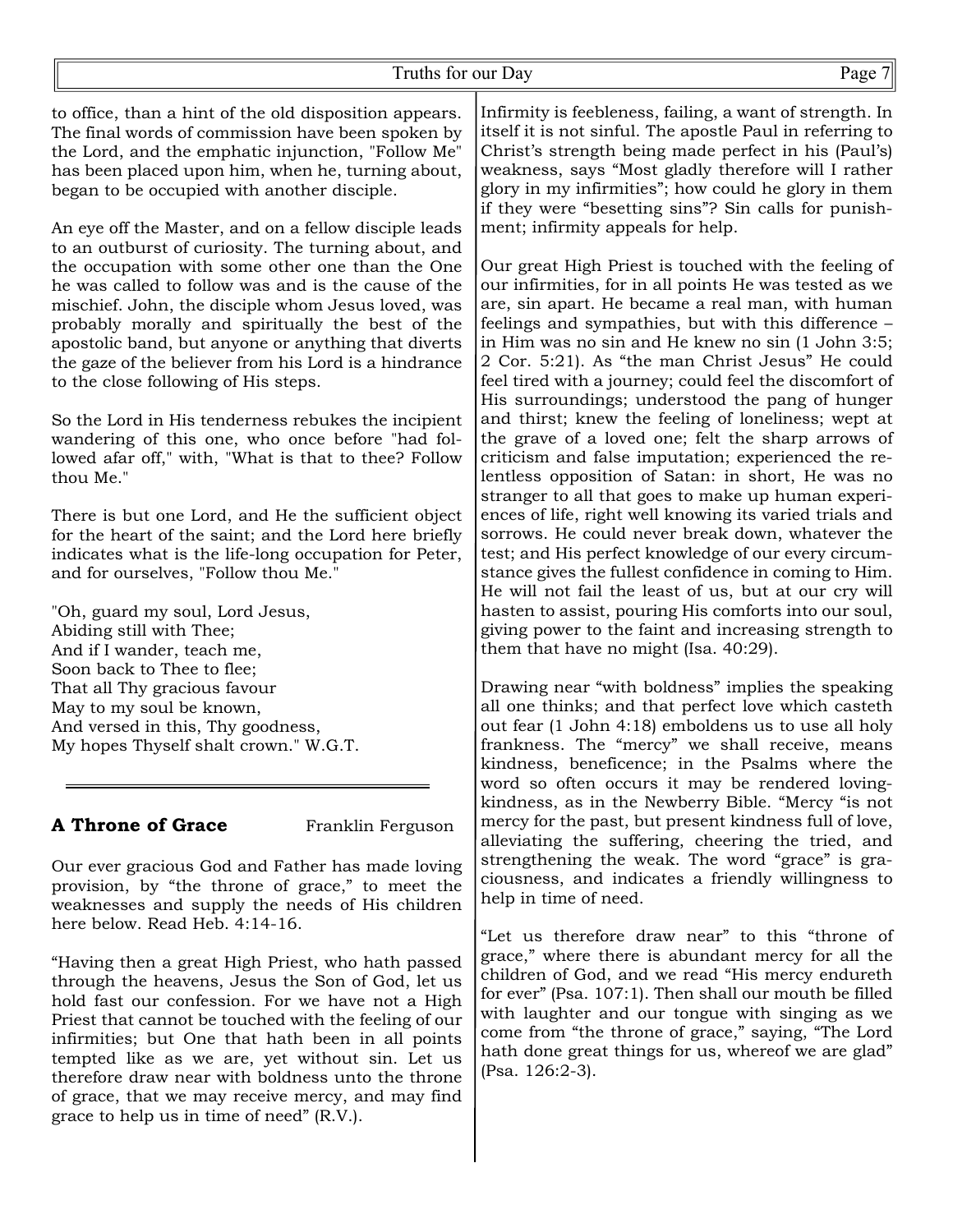to office, than a hint of the old disposition appears. The final words of commission have been spoken by the Lord, and the emphatic injunction, "Follow Me" has been placed upon him, when he, turning about, began to be occupied with another disciple.

An eye off the Master, and on a fellow disciple leads to an outburst of curiosity. The turning about, and the occupation with some other one than the One he was called to follow was and is the cause of the mischief. John, the disciple whom Jesus loved, was probably morally and spiritually the best of the apostolic band, but anyone or anything that diverts the gaze of the believer from his Lord is a hindrance to the close following of His steps.

So the Lord in His tenderness rebukes the incipient wandering of this one, who once before "had followed afar off," with, "What is that to thee? Follow thou Me."

There is but one Lord, and He the sufficient object for the heart of the saint; and the Lord here briefly indicates what is the life-long occupation for Peter, and for ourselves, "Follow thou Me."

"Oh, guard my soul, Lord Jesus,  
Abiding still with Thee;  
And if I wander, teach me,  
Soon back to Thee to flee;  
That all Thy gracious favour  
May to my soul be known,  
And versed in this, Thy goodness,  
My hopes Thyself shalt crown." W.G.T.

---

## A Throne of Grace

Franklin Ferguson

Our ever gracious God and Father has made loving provision, by "the throne of grace," to meet the weaknesses and supply the needs of His children here below. Read Heb. 4:14-16.

"Having then a great High Priest, who hath passed through the heavens, Jesus the Son of God, let us hold fast our confession. For we have not a High Priest that cannot be touched with the feeling of our infirmities; but One that hath been in all points tempted like as we are, yet without sin. Let us therefore draw near with boldness unto the throne of grace, that we may receive mercy, and may find grace to help us in time of need" (R.V.).

Infirmity is feebleness, failing, a want of strength. In itself it is not sinful. The apostle Paul in referring to Christ's strength being made perfect in his (Paul's) weakness, says "Most gladly therefore will I rather glory in my infirmities"; how could he glory in them if they were "besetting sins"? Sin calls for punishment; infirmity appeals for help.

Our great High Priest is touched with the feeling of our infirmities, for in all points He was tested as we are, sin apart. He became a real man, with human feelings and sympathies, but with this difference – in Him was no sin and He knew no sin (1 John 3:5; 2 Cor. 5:21). As "the man Christ Jesus" He could feel tired with a journey; could feel the discomfort of His surroundings; understood the pang of hunger and thirst; knew the feeling of loneliness; wept at the grave of a loved one; felt the sharp arrows of criticism and false imputation; experienced the relentless opposition of Satan: in short, He was no stranger to all that goes to make up human experiences of life, right well knowing its varied trials and sorrows. He could never break down, whatever the test; and His perfect knowledge of our every circumstance gives the fullest confidence in coming to Him. He will not fail the least of us, but at our cry will hasten to assist, pouring His comforts into our soul, giving power to the faint and increasing strength to them that have no might (Isa. 40:29).

Drawing near "with boldness" implies the speaking all one thinks; and that perfect love which casteth out fear (1 John 4:18) emboldens us to use all holy frankness. The "mercy" we shall receive, means kindness, beneficence; in the Psalms where the word so often occurs it may be rendered lovingkindness, as in the Newberry Bible. "Mercy "is not mercy for the past, but present kindness full of love, alleviating the suffering, cheering the tried, and strengthening the weak. The word "grace" is graciousness, and indicates a friendly willingness to help in time of need.

"Let us therefore draw near" to this "throne of grace," where there is abundant mercy for all the children of God, and we read "His mercy endureth for ever" (Psa. 107:1). Then shall our mouth be filled with laughter and our tongue with singing as we come from "the throne of grace," saying, "The Lord hath done great things for us, whereof we are glad" (Psa. 126:2-3).